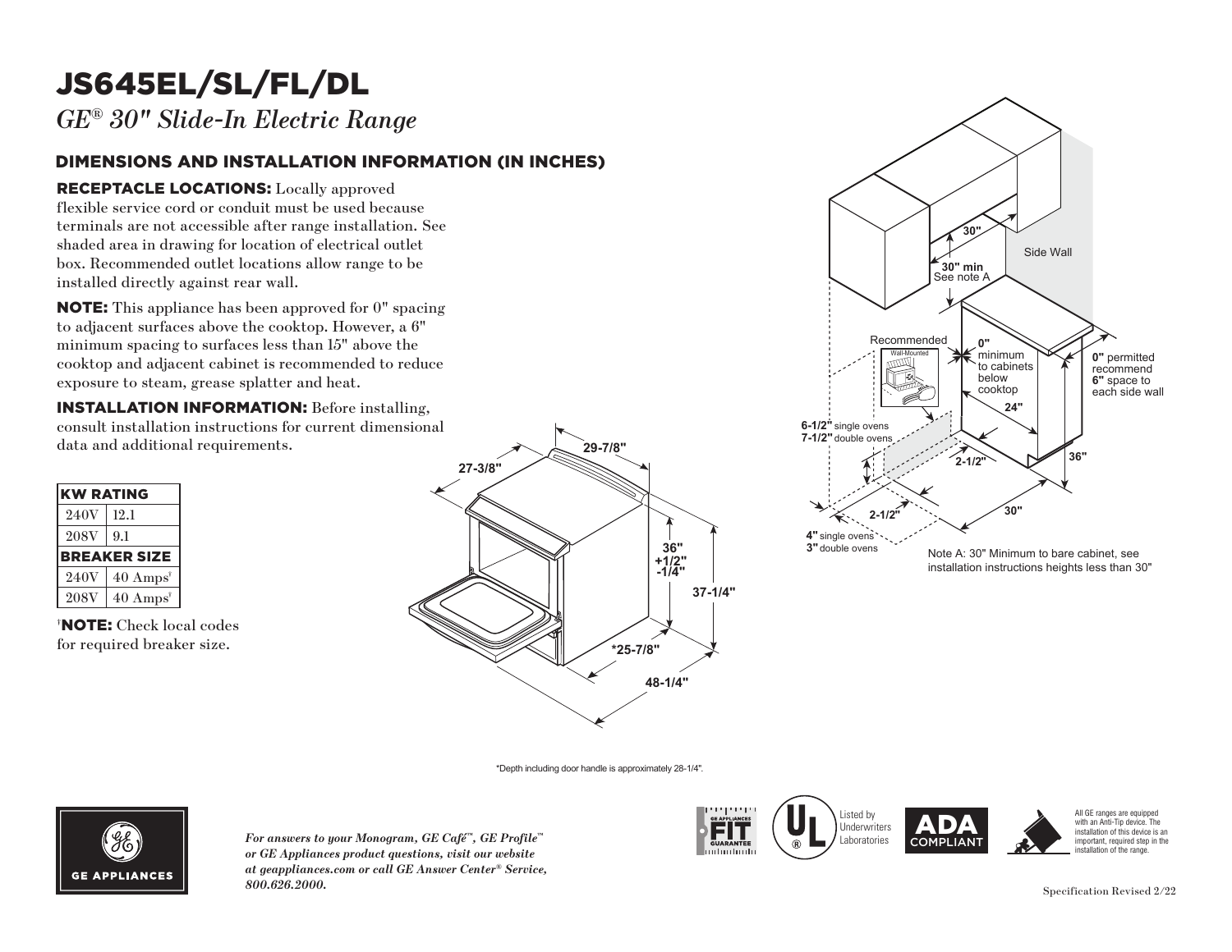# JS645EL/SL/FL/DL

*GE® 30" Slide-In Electric Range*

## DIMENSIONS AND INSTALLATION INFORMATION (IN INCHES)

**RECEPTACLE LOCATIONS:** Locally approved flexible service cord or conduit must be used because terminals are not accessible after range installation. See shaded area in drawing for location of electrical outlet box. Recommended outlet locations allow range to be installed directly against rear wall.

**NOTE:** This appliance has been approved for 0" spacing to adjacent surfaces above the cooktop. However, a 6" minimum spacing to surfaces less than 15" above the cooktop and adjacent cabinet is recommended to reduce exposure to steam, grease splatter and heat.

**INSTALLATION INFORMATION:** Before installing, consult installation instructions for current dimensional data and additional requirements.

| KW RATING | |
|---|---|
| 240V | 12.1 |
| 208V | 9.1 |
| **BREAKER SIZE** | |
| 240V | 40 Amps† |
| 208V | 40 Amps† |

†**NOTE:** Check local codes for required breaker size.

27-3/8"
29-7/8"
36" +1/2" -1/4"
37-1/4"
*25-7/8"
48-1/4"

30"
30" min
See note A
Side Wall
Recommended
Wall-Mounted
0" minimum to cabinets below cooktop
0" permitted recommend 6" space to each side wall
24"
6-1/2" single ovens
7-1/2" double ovens
2-1/2"
36"
2-1/2"
30"
4" single ovens
3" double ovens

Note A: 30" Minimum to bare cabinet, see installation instructions heights less than 30"

*Depth including door handle is approximately 28-1/4".

GE APPLIANCES

*For answers to your Monogram, GE Café™, GE Profile™ or GE Appliances product questions, visit our website at geappliances.com or call GE Answer Center® Service, 800.626.2000.*

GE APPLIANCES FIT GUARANTEE

Listed by Underwriters Laboratories

ADA COMPLIANT

All GE ranges are equipped with an Anti-Tip device. The installation of this device is an important, required step in the installation of the range.

Specification Revised 2/22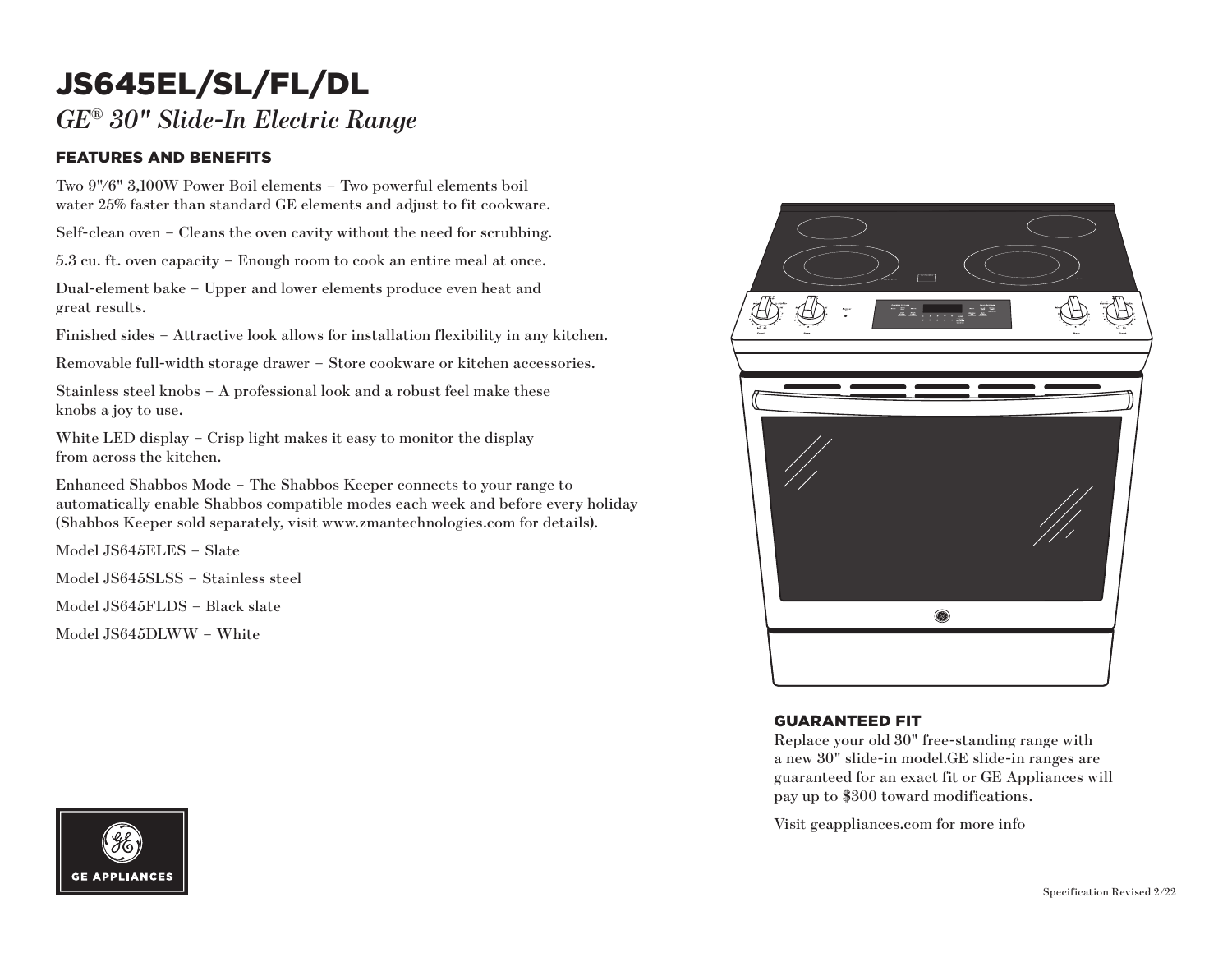# JS645EL/SL/FL/DL

*GE® 30" Slide-In Electric Range*

## FEATURES AND BENEFITS

Two 9"/6" 3,100W Power Boil elements – Two powerful elements boil water 25% faster than standard GE elements and adjust to fit cookware.

Self-clean oven – Cleans the oven cavity without the need for scrubbing.

5.3 cu. ft. oven capacity – Enough room to cook an entire meal at once.

Dual-element bake – Upper and lower elements produce even heat and great results.

Finished sides – Attractive look allows for installation flexibility in any kitchen.

Removable full-width storage drawer – Store cookware or kitchen accessories.

Stainless steel knobs – A professional look and a robust feel make these knobs a joy to use.

White LED display – Crisp light makes it easy to monitor the display from across the kitchen.

Enhanced Shabbos Mode – The Shabbos Keeper connects to your range to automatically enable Shabbos compatible modes each week and before every holiday (Shabbos Keeper sold separately, visit www.zmantechnologies.com for details).

Model JS645ELES – Slate

Model JS645SLSS – Stainless steel

Model JS645FLDS – Black slate

Model JS645DLWW – White

## GUARANTEED FIT

Replace your old 30" free-standing range with a new 30" slide-in model.GE slide-in ranges are guaranteed for an exact fit or GE Appliances will pay up to $300 toward modifications.

Visit geappliances.com for more info

GE APPLIANCES

Specification Revised 2/22